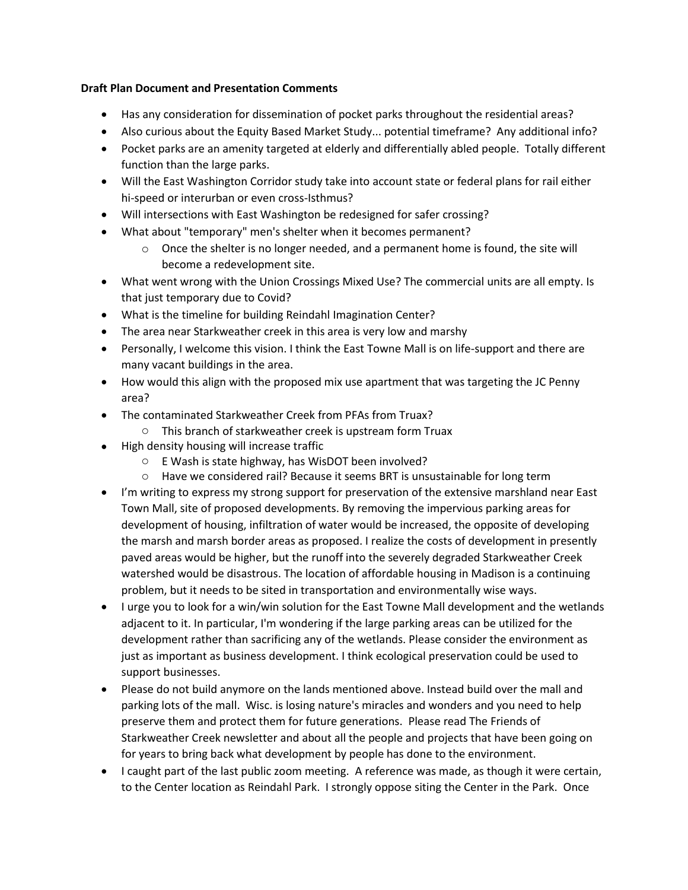**Draft Plan Document and Presentation Comments**

- Has any consideration for dissemination of pocket parks throughout the residential areas?
- Also curious about the Equity Based Market Study... potential timeframe? Any additional info?
- Pocket parks are an amenity targeted at elderly and differentially abled people. Totally different function than the large parks.
- Will the East Washington Corridor study take into account state or federal plans for rail either hi-speed or interurban or even cross-Isthmus?
- Will intersections with East Washington be redesigned for safer crossing?
- What about "temporary" men's shelter when it becomes permanent?
  - Once the shelter is no longer needed, and a permanent home is found, the site will become a redevelopment site.
- What went wrong with the Union Crossings Mixed Use? The commercial units are all empty. Is that just temporary due to Covid?
- What is the timeline for building Reindahl Imagination Center?
- The area near Starkweather creek in this area is very low and marshy
- Personally, I welcome this vision. I think the East Towne Mall is on life-support and there are many vacant buildings in the area.
- How would this align with the proposed mix use apartment that was targeting the JC Penny area?
- The contaminated Starkweather Creek from PFAs from Truax?
  - This branch of starkweather creek is upstream form Truax
- High density housing will increase traffic
  - E Wash is state highway, has WisDOT been involved?
  - Have we considered rail? Because it seems BRT is unsustainable for long term
- I'm writing to express my strong support for preservation of the extensive marshland near East Town Mall, site of proposed developments. By removing the impervious parking areas for development of housing, infiltration of water would be increased, the opposite of developing the marsh and marsh border areas as proposed. I realize the costs of development in presently paved areas would be higher, but the runoff into the severely degraded Starkweather Creek watershed would be disastrous. The location of affordable housing in Madison is a continuing problem, but it needs to be sited in transportation and environmentally wise ways.
- I urge you to look for a win/win solution for the East Towne Mall development and the wetlands adjacent to it. In particular, I'm wondering if the large parking areas can be utilized for the development rather than sacrificing any of the wetlands. Please consider the environment as just as important as business development. I think ecological preservation could be used to support businesses.
- Please do not build anymore on the lands mentioned above. Instead build over the mall and parking lots of the mall. Wisc. is losing nature's miracles and wonders and you need to help preserve them and protect them for future generations. Please read The Friends of Starkweather Creek newsletter and about all the people and projects that have been going on for years to bring back what development by people has done to the environment.
- I caught part of the last public zoom meeting. A reference was made, as though it were certain, to the Center location as Reindahl Park. I strongly oppose siting the Center in the Park. Once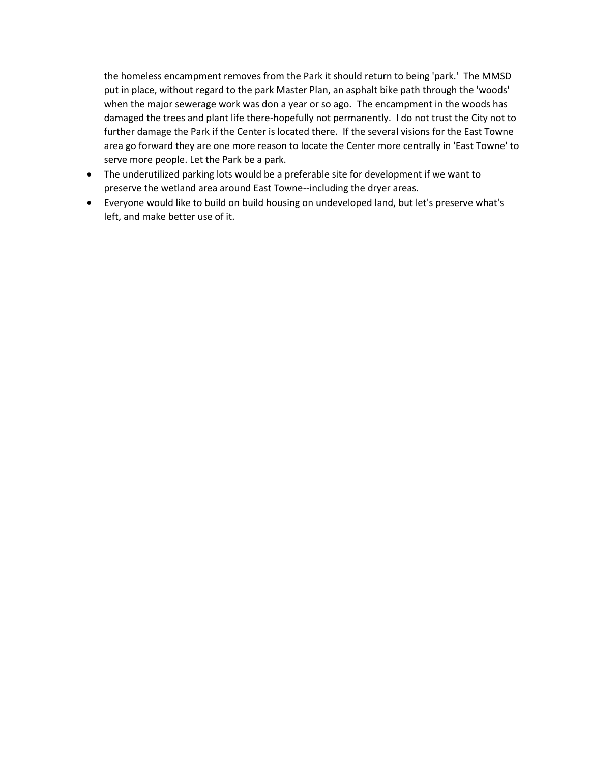the homeless encampment removes from the Park it should return to being 'park.' The MMSD put in place, without regard to the park Master Plan, an asphalt bike path through the 'woods' when the major sewerage work was don a year or so ago. The encampment in the woods has damaged the trees and plant life there-hopefully not permanently. I do not trust the City not to further damage the Park if the Center is located there. If the several visions for the East Towne area go forward they are one more reason to locate the Center more centrally in 'East Towne' to serve more people. Let the Park be a park.

- The underutilized parking lots would be a preferable site for development if we want to preserve the wetland area around East Towne--including the dryer areas.
- Everyone would like to build on build housing on undeveloped land, but let's preserve what's left, and make better use of it.